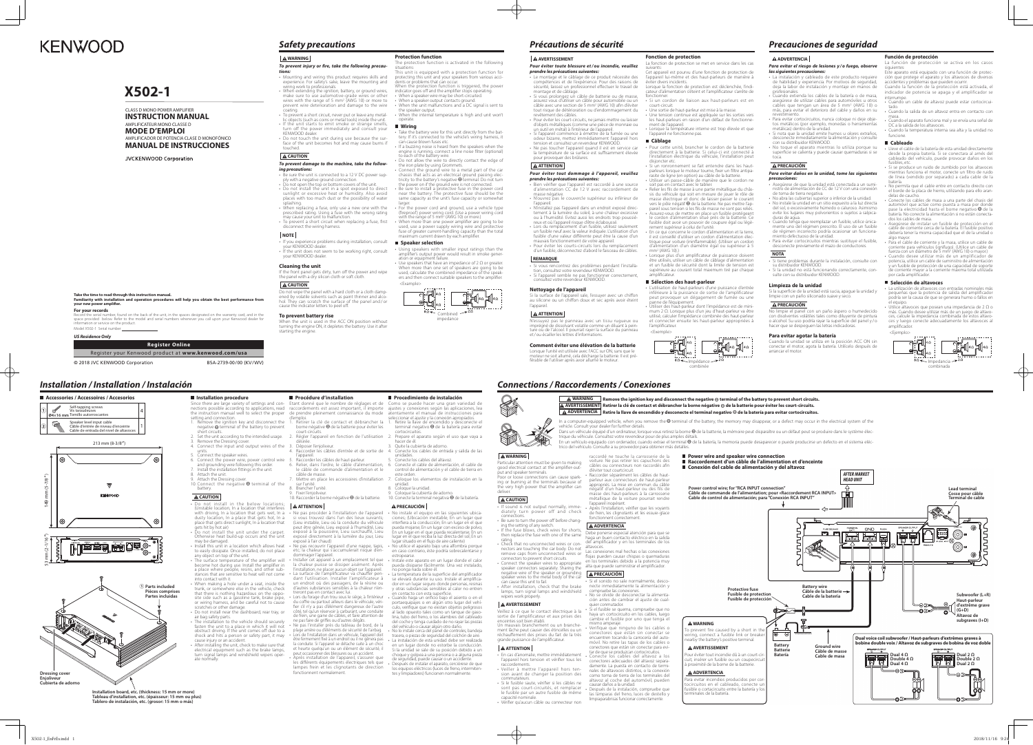# KENWOOD

# X502-1

CLASS D MONO POWER AMPLIFIER
**INSTRUCTION MANUAL**
AMPLIFICATEUR MONO CLASSE D
**MODE D'EMPLOI**
AMPLIFICADOR DE POTENCIA CLASE D MONOFÓNICO
**MANUAL DE INSTRUCCIONES**

JVCKENWOOD Corporation

**Take the time to read through this instruction manual.**
**Familiarity with installation and operation procedures will help you obtain the best performance from your new power amplifier.**

**For your records**
Record the serial number, found on the back of the unit, in the spaces designated on the warranty card, and in the space provided below. Refer to the model and serial numbers whenever you call upon your Kenwood dealer for information or service on the product.
Model X502-1 Serial number ____________

*US Residence Only*

**Register Online**
Register your Kenwood product at **www.kenwood.com/usa**

© 2018 JVC KENWOOD Corporation B5A-2739-00/00 (KV/WV)

## Safety precautions

### ⚠WARNING

***To prevent injury or fire, take the following precautions:***

- Mounting and wiring this product requires skills and experience. For safety's sake, leave the mounting and wiring work to professionals.
- When extending the ignition, battery, or ground wires, make sure to use automotive-grade wires or other wires with the range of 5 mm² (AWG 10) or more to prevent wire deterioration and damage to the wire coating.
- To prevent a short circuit, never put or leave any metallic objects (such as coins or metal tools) inside the unit.
- If the unit starts to emit smoke or strange smells, turn off the power immediately and consult your KENWOOD dealer.
- Do not touch the unit during use because the surface of the unit becomes hot and may cause burns if touched.

### ⚠CAUTION

***To prevent damage to the machine, take the following precautions:***

- Be sure the unit is connected to a 12 V DC power supply with a negative ground connection.
- Do not open the top or bottom covers of the unit.
- Do not install the unit in a spot exposed to direct sunlight or excessive heat or humidity. Also avoid places with too much dust or the possibility of water splashing.
- When replacing a fuse, only use a new one with the prescribed rating. Using a fuse with the wrong rating may cause your unit to malfunction.
- To prevent a short circuit when replacing a fuse, first disconnect the wiring harness.

### NOTE

- If you experience problems during installation, consult your KENWOOD dealer.
- If the unit does not seem to be working right, consult your KENWOOD dealer.

### Cleaning the unit

If the front panel gets dirty, turn off the power and wipe the panel with a dry silicon cloth or soft cloth.

### ⚠CAUTION

Do not wipe the panel with a hard cloth or a cloth dampened by volatile solvents such as paint thinner and alcohol. They can scratch the surface of the panel and/or cause the indicator letters to peel off.

### To prevent battery rise

When the unit is used in the ACC ON position without turning the engine ON, it depletes the battery. Use it after starting the engine.

### Protection function

The protection function is activated in the following situations:
This unit is equipped with a protection function for protecting this unit and your speakers from various accidents or problems that can occur.
When the protection function is triggered, the power indicator goes off and the amplifier stops operating.

- When a speaker wire may be short-circuited.
- When a speaker output contacts ground.
- When the unit malfunctions and a DC signal is sent to the speaker output.
- When the internal temperature is high and unit won't operate.

### ■ Wiring

- Take the battery wire for this unit directly from the battery. If it's connected to the vehicle's wiring harness, it can cause blown fuses etc.
- If a buzzing noise is heard from the speakers when the engine is running, connect a line noise filter (optional) to each of the battery wire.
- Do not allow the wire to directly contact the edge of the iron plate by using grommets.
- Connect the ground wire to a metal part of the car chassis that acts as an electrical ground passing electricity to the battery's negative ⊖ terminal. Do not turn the power on if the ground wire is not connected.
- Be sure to install a protective fuse in the power cord near the battery. The protective fuse should be the same capacity as the unit's fuse capacity or somewhat larger.
- For the power cord and ground, use a vehicle type (fireproof) power wiring cord. (Use a power wiring cord with the range of 5 mm² (AWG 10) or more.)
- When more than one power amplifier are going to be used, use a power supply wiring wire and protective fuse of greater current-handling capacity than the total maximum current drawn by each amplifier.

### ■ Speaker selection

- Using speakers with smaller input ratings than the amplifier's output power would result in smoke generation or equipment failure.
- Use speakers that have an impedance of 2 Ω or greater. When more than one set of speakers are going to be used, calculate the combined impedance of the speakers and then connect suitable speakers to the amplifier.

<Example>

4 Ω, 4 Ω → 2 Ω Combined impedance

## Précautions de sécurité

### ⚠AVERTISSEMENT

***Pour éviter toute blessure et/ou incendie, veuillez prendre les précautions suivantes:***

- Le montage et le câblage de ce produit nécessite des compétences et de l'expérience. Pour des raisons de sécurité, laissez un professionnel effectuer le travail de montage et de câblage.
- Si vous prolongez un câble de batterie ou de masse, assurez-vous d'utiliser un câble pour automobile ou un câble avec une section de 5 mm² (AWG 10) ou plus pour éviter toute risque de détérioration ou d'endommagement du revêtement des câbles.
- Pour éviter les court-circuits, ne jamais mettre ou laisser d'objets métalliques (comme une pièce de monnaie ou un outil en métal) à l'intérieur de l'appareil.
- Si l'appareil commence à émettre de la fumée ou une odeur bizarre, mettez immédiatement l'appareil hors tension et consultez un revendeur KENWOOD.
- Ne pas toucher l'appareil quand il est en service car la température de sa surface est suffisamment élevée pour provoquer des brûlures.

### ⚠ATTENTION

***Pour éviter tout dommage à l'appareil, veuillez prendre les précautions suivantes:***

- Bien vérifier que l'appareil est raccordé à une source d'alimentation CC de 12 V avec raccordement de masse négative.
- N'ouvrez pas le couvercle supérieur ou inférieur de l'appareil.
- N'installez pas l'appareil dans un endroit exposé directement à la lumière du soleil, à une chaleur excessive ou à l'humidité. Évitez aussi les endroits trop poussiéreux et où l'appareil risque d'être éclaboussé.
- Lors du remplacement d'un fusible, utilisez seulement un fusible neuf avec la valeur indiquée. L'utilisation d'un fusible d'une valeur différente peut être la cause d'un mauvais fonctionnement de votre appareil.
- Pour éviter les courts-circuits lors du remplacement d'un fusible, déconnectez d'abord le faisceau de câbles.

### REMARQUE

- Si vous rencontrez des problèmes pendant l'installation, consultez votre revendeur KENWOOD.
- Si l'appareil semble ne pas fonctionner correctement, consultez votre revendeur KENWOOD.

### Nettoyage de l'appareil

Si la surface de l'appareil sale, frottez avec un chiffon au silicone ou un chiffon doux et sec après avoir éteint l'appareil.

### ⚠ATTENTION

N'essuyez pas le panneau avec un tissu rugueux ou imprégné de dissolvant volatile comme un diluant à peinture ou de l'alcool. Il pourrait rayer la surface du panneau et/ou écailler les lettres d'informations.

### Comment éviter une élévation de la batterie

Lorsque l'unité est utilisée avec l'ACC sur ON, sans que le moteur ne soit allumé, cela décharge la batterie. Il est préférable de l'utiliser après avoir allumé le moteur.

### Fonction de protection

La fonction de protection se met en service dans les cas suivants:
Cet appareil est pourvu d'une fonction de protection de l'appareil lui-même et des haut-parleurs de manière à éviter divers incidents.
Lorsque la fonction de protection est déclenchée, l'indicateur d'alimentation s'éteint et l'amplificateur s'arrête de fonctionner.

- Si un cordon de liaison aux haut-parleurs est en court-circuit.
- Une sortie de haut-parleur est mise à la masse.
- Une tension continue est appliquée sur les sorties vers les haut-parleurs en raison d'un défaut de fonctionnement de l'appareil.
- Lorsque la température interne est trop élevée et que l'appareil ne fonctionne pas.

### ■ Câblage

- Pour cette unité, brancher le cordon de la batterie directement à la batterie. Si celui-ci est connecté à l'installation électrique du véhicule, l'installation peut disjoncter etc.
- Si un ronronnement se fait entendre dans les haut-parleurs lorsque le moteur tourne, brancher un filtre antiparasite de ligne (en option) au câble de la batterie.
- Utiliser un passe-câble de manière que le cordon ne soit pas en contact avec le tablier.
- Relier les fils de masse à une partie métallique du châssis du véhicule qui soit en mesure de jouer le rôle de masse électrique et donc de laisser passer le courant vers le pôle négatif ⊖ de la batterie. Ne pas mettre l'appareil sous tension si les fils de masse ne sont pas reliés.
- Assurez-vous de mettre en place un fusible protégeant le cordon d'alimentation, situé près de la batterie. Ce fusible doit avoir un pouvoir de coupure égal ou légèrement supérieur à celui de l'unité.
- En ce qui concerne le cordon d'alimentation et la terre, il est conseillé d'utiliser un cordon d'alimentation électrique pour voiture (ininflammable). (Utiliser un cordon d'alimentation d'un diamètre égal ou supérieur à 5 mm² (AWG 10).)
- Lorsque plus d'un amplificateur de puissance doivent être utilisés, utiliser un câble de câblage d'alimentation et un fusible de sécurité dont la limite de tension est supérieure au courant total maximum tiré par chaque amplificateur.

### ■ Sélection des haut-parleur

- L'utilisation de haut-parleurs d'une puissance d'entrée inférieure à la puissance de sortie de l'amplificateur peut provoquer un dégagement de fumée ou une panne de l'équipement.
- Utiliser des haut-parleur dont l'impédance est de minimum 2 Ω. Lorsque plus d'un jeu d'haut-parleur va être utilisé, calculer l'impédance combinée des haut-parleur et connecter ensuite les haut-parleur appropriés à l'amplificateur.

<Exemple>

4 Ω, 4 Ω → 2 Ω Impédance combinée

## Precauciones de seguridad

### ⚠ADVERTENCIA

***Para evitar el riesgo de lesiones y/o fuego, observe las siguientes precauciones:***

- La instalación y cableado de este producto requiere de habilidad y experiencia. Por motivos de seguridad, deje la labor de instalación y montaje en manos de profesionales.
- Cuando extienda los cables de la batería o de masa, asegúrese de utilizar cables para automóviles u otros cables que tengan un área de 5 mm² (AWG 10) o más, para evitar el deterioro del cable y daños en su revestimiento.
- Para evitar cortocircuitos, nunca coloque ni deje objetos metálicos (por ejemplo, monedas o herramientas metálicas) dentro de la unidad.
- Si nota que la unidad emite humos u olores extraños, desconecte inmediatamente la alimentación y consulte con su distribuidor KENWOOD.
- No toque el aparato mientras lo utiliza porque su superficie se calienta y puede causar quemaduras si se toca.

### ⚠PRECAUCIÓN

***Para evitar daños en la unidad, tome las siguientes precauciones:***

- Asegúrese de que la unidad está conectada a un suministro de alimentación de CC de 12 V con una conexión de toma de tierra negativa.
- No abra las cubiertas superior e inferior de la unidad.
- No instale la unidad en un sitio expuesto a la luz directa del sol, o excesivamente húmedo o caluroso. Asimismo evite los lugares muy polvorientos o sujetos a salpicaduras de agua.
- Cuando tenga que reemplazar un fusible, utilice únicamente uno del régimen prescrito. El uso de un fusible de régimen incorrecto podría ocasionar un funcionamiento defectuoso de la unidad.
- Para evitar cortocircuitos mientras sustituye el fusible, desconecte previamente el mazo de conductores.

### NOTA

- Si tiene problemas durante la instalación, consulte con su distribuidor KENWOOD.
- Si la unidad no está funcionando correctamente, consulte con su distribuidor KENWOOD.

### Limpieza de la unidad

Si la superficie de la unidad está sucia, apague la unidad y limpie con un paño siliconado suave y seco.

### ⚠PRECAUCIÓN

No limpie el panel con un paño áspero o humedecido con disolventes volátiles tales como diluyente de pintura o alcohol. Su uso podría rayar la superficie del panel y/o hacer que se despeguen las letras indicadoras.

### Para evitar agotar la batería

Cuando la unidad se utiliza en la posición ACC ON sin conectar el motor, agota la batería. Utilícelo después de arrancar el motor.

### Función de protección

La función de protección se activa en los casos siguientes:
Este aparato está equipado con una función de protección que protege el aparato y los altavoces de diversos accidentes y problemas que pueden ocurrir.
Cuando la función de protección está activada, el indicador de potencia se apaga y el amplificador se interrumpe.

- Cuando un cable de altavoz puede estar cortocircuitado.
- Cuando la salida de un altavoz entra en contacto con masa.
- Cuando el aparato funciona mal y se envía una señal de DC a la salida de los altavoces.
- Cuando la temperatura interna sea alta y la unidad no funcione.

### ■ Cableado

- Lleve el cable de la batería de esta unidad directamente desde la propia batería. Si se conectara al arnés del cableado del vehículo, puede provocar daños en los fusibles, etc.
- Si se produce un ruido de zumbido por los altavoces mientras funciona el motor, conecte un filtro de ruido de línea (vendido por separado) a cada cable de la batería.
- No permita que el cable entre en contacto directo con el borde de la placa de hierro, utilizando para ello arandelas de caucho.
- Conecte los cables de masa a una parte del chasis del automóvil que actúe como puesta a masa por donde pase la electricidad hasta el borne negativo ⊖ de la batería. No conecte la alimentación si no están conectados los cables de masa.
- Asegúrese de instalar un fusible de protección en el cable de corriente cerca de la batería. El fusible positivo debería tener la misma capacidad que el de la unidad o algo mayor.
- Para el cable de corriente y la masa, utilice un cable de corriente para vehículos (ignífugo). (Utilice un cable de fuerza con un diámetro de 5 mm² (AWG 10) o mayor.)
- Cuando desee utilizar más de un amplificador de potencia, utilice un cable de suministro de alimentación y un fusible de protección de una capacidad de soporte de corriente mayor a la corriente máxima total utilizada por cada amplificador.

### ■ Selección de altavoces

- La utilización de altavoces con entradas nominales más pequeñas que la potencia de salida del amplificador podría ser la causa de que se generara humo o fallos en el equipo.
- Utilice altavoces que posean una impedancia de 2 Ω o más. Cuando desee utilizar más de un juego de altavoces, calcule la impedancia combinada de estos altavoces y luego conecte adecuadamente los altavoces al amplificador.

<Ejemplo>

4 Ω, 4 Ω → 2 Ω Impedancia combinada

## Installation / Installation / Instalación

### ■ Accessories / Accessoires / Accesorios

| | | |
|---|---|---|
| ① | Self-tapping screws / Vis taraudeuses / Tornillo autorroscantes Ø4×16 mm | 4 |
| ② | Speaker level input cable / Câble d'entrée de niveau d'enceinte / Cable de entrada del nivel de altavoces | 1 |

213 mm (8-3/8")
149 mm (5-7/8")
53 mm (2-1/16")

① Parts included / Pièces comprises / Partes incluidas

Dressing cover / Enjoliveur / Cubierta de adorno

Installation board, etc. (thickness: 15 mm or more) / Tableau d'installation, etc. (épaisseur: 15 mm ou plus) / Tablero de instalación, etc. (grosor: 15 mm o más)

### ■ Installation procedure

Since there are large variety of settings and connections possible according to applications, read the instruction manual well to select the proper setting and connection.

1. Remove the ignition key and disconnect the negative ⊖ terminal of the battery to prevent short circuits.
2. Set the unit according to the intended usage
3. Remove the Dressing cover.
4. Connect the input and output wires of the units.
5. Connect the speaker wires.
6. Connect the power wire, power control wire and grounding wire following this order.
7. Install the installation fittings in the unit.
8. Attach the unit.
9. Attach the Dressing cover
10. Connect the negative ⊖ terminal of the battery.

### ⚠CAUTION

- Do not install in the below locations; (Unstable location, In a location that interferes with driving, In a location that gets wet, In a dusty location, In a place that gets hot, In a place that gets direct sunlight, In a location that gets hit by hot air)
- Do not install the unit under the carpet. Otherwise heat build-up occurs and the unit may be damaged.
- Install this unit in a location which allows heat to easily dissipate. Once installed, do not place any object on top of the unit.
- The surface temperature of the amplifier will become hot during use. Install the amplifier in a place where people, resins, and other substances that are sensitive to heat will not come into contact with it.
- When making a hole under a seat, inside the trunk, or somewhere else in the vehicle, check that there is nothing hazardous on the opposite side such as a gasoline tank, brake pipe, or wiring harness, and be careful not to cause scratches or other damage.
- Do not install near the dashboard, rear tray, or air bag safety parts.
- The installation to the vehicle should securely fasten the unit to a place where it will not obstruct driving. If the unit comes off due to a shock and hits a person or safety part, it may cause injury or an accident.
- After installing the unit, check to make sure that electrical equipment such as the brake lamps, turn signal lamps and windshield wipers operate normally.

### ■ Procédure d'installation

Étant donné que le nombre de réglages et de raccordements est assez important, il importe de prendre pleinement connaissance du mode d'emploi.

1. Retirez la clé de contact et débrancher la borne négative ⊖ de la batterie pour éviter les court-circuits.
2. Régler l'appareil en fonction de l'utilisation désirée.
3. Déposer l'enjoliveur.
4. Raccorder les câbles d'entrée et de sortie de l'appareil.
5. Raccorder les câbles de haut-parleur.
6. Relier, dans l'ordre, le câble d'alimentation, le câble de commande d'alimentation et le câble de masse.
7. Mettre en place les accessoires d'installation sur l'unité.
8. Brancher l'unité.
9. Fixer l'enjoliveur.
10. Raccorder la borne négative ⊖ de la batterie.

### ⚠ATTENTION

- Ne pas procéder à l'installation de l'appareil si vous trouvez dans l'un des lieux suivants; (Lieu instable, Lieu où la conduite du véhicule peut être gênée, Lieu exposé à l'humidité, Lieu exposé à la poussière, Lieu surchauffé, Lieu exposé à la lumière du soleil, Lieu exposé à de l'air chaud)
- Ne pas recouvrir l'appareil d'une nappe, tapis, etc; la chaleur qui s'accumulerait risque d'endommager l'appareil.
- Installer cet appareil à un emplacement tel que la chaleur puisse se dissiper aisément. Après l'installation, ne placer aucun objet sur l'appareil.
- La surface de l'amplificateur va chauffer pendant l'utilisation. Installer l'amplificateur à un endroit où des passagers, de la résine ou d'autres substances sensibles à la chaleur n'entreront pas en contact avec lui.
- Lors du forage d'un trou sous le siège, à l'intérieur du coffre ou partout ailleurs dans le véhicule, vérifier s'il n'y a pas d'élément dangereux de l'autre côté, tel qu'un réservoir à carburant, une conduite de frein, une gaine de câbles, et faire attention de ne pas faire de griffes ou d'autres dégâts.
- Ne pas l'installer près du tableau de bord, de la plage arrière ou d'éléments de sécurité de l'airbag.
- Lors de l'installation dans un véhicule, l'appareil doit être fermement fixé à un endroit où il ne gênera pas la conduite. Si l'appareil se détache suite à un choc et heurte quelqu'un ou un élément de sécurité, il peut occasionner des blessures ou un accident.
- Après installation de l'appareil, s'assurer que les éléments équipements électriques tels que des lampes frein et les clignotants de direction fonctionnent normalement.

### ■ Procedimiento de instalación

Como se puede hacer una gran variedad de ajustes y conexiones según las aplicaciones, lea atentamente el manual de instrucciones para seleccionar el ajuste y la conexión apropiados.

1. Retire la llave de encendido y desconecte el terminal negativo ⊖ de la batería para evitar cortocircuitos.
2. Prepare el aparato según el uso que vaya a hacer de él.
3. Quite la cubierta de adorno.
4. Conecte los cables de entrada y salida de las unidades.
5. Conecte los cables del altavoz.
6. Conecte el cable de alimentación, el cable de control de alimentación y el cable de tierra en este orden.
7. Coloque los elementos de instalación en la unidad.
8. Coloque la unidad.
9. Coloque la cubierta de adorno.
10. Conecte la terminal negativo ⊖ de la batería.

### ⚠PRECAUCIÓN

- No instale el equipo en las siguientes ubicaciones; (Ubicación inestable, En un lugar que interfiera a la conducción, En un lugar en el que pueda mojarse, En un lugar con exceso de polvo, En un lugar en el que pueda recalentarse, En un lugar en el que reciba la luz directa del sol, En un lugar situado en el flujo de aire caliente)
- No utilice el aparato bajo una alfombra porque en caso contrario, éste podría sobrecalentarse y estropearse.
- Instale este aparato en un lugar donde el calor pueda disiparse fácilmente. Una vez instalado, no ponga nada sobre él.
- La temperatura de la superficie del amplificador se elevará durante su uso. Instale el amplificador en un lugar seguro donde personas, resinas y otras substancias sensibles al calor no entren en contacto con esta superficie.
- Cuando haga un orificio bajo el asiento, o en el portaequipajes o en algún otro lugar del vehículo, verifique que no existan objetos peligrosos al lado opuesto tales como un tanque de gasolina, tubo del freno, o los alambres del cableado del coche y tenga cuidado de no rayar las piezas del vehículo o causar algún otro daño.
- No lo instale cerca del panel de controles, bandeja trasera, o piezas de seguridad del colchón de aire.
- La instalación de esta unidad debe ser realizada en un lugar donde no estorbe la conducción. Si la unidad se sale de su posición debido a un choque y golpea a una persona o a alguna pieza de seguridad, puede causar un accidente.
- Después de instalar el aparato, cerciórese de que los equipos eléctricos (luces de freno, intermitentes y limpiadores) funcionen correctamente.

## Connections / Raccordements / Conexiones

**⚠WARNING** Remove the ignition key and disconnect the negative ⊖ terminal of the battery to prevent short circuits.
**⚠AVERTISSEMENT** Retirer la clé de contact et débrancher la borne négative ⊖ de la batterie pour éviter les court-circuits.
**⚠ADVERTENCIA** Retire la llave de encendido y desconecte el terminal negativo ⊖ de la batería para evitar cortocircuitos.

In a computer-equipped vehicle, when you remove the ⊖ terminal of the battery, the memory may disappear, or a defect may occur in the electrical system of the vehicle. Consult your dealer for further details.
Dans un véhicule équipé d'un ordinateur, lorsque vous retirez la borne ⊖ de la batterie, la mémoire peut disparaître ou un défaut peut se produire dans le système électrique du véhicule. Consultez votre revendeur pour de plus amples détails.
En un vehículo equipado con ordenador, cuando retire el terminal ⊖ de la batería, la memoria puede desaparecer o puede producirse un defecto en el sistema eléctrico del vehículo. Consulte a su proveedor para obtener más detalles.

### ⚠WARNING

Particular attention must be given to making good electrical contact at the amplifier output and speaker terminals.
Poor or loose connections can cause sparking or burning at the terminals because of the very high power that the amplifier can deliver.

### ⚠CAUTION

- If sound is not output normally, immediately turn power off and check connections.
- Be sure to turn the power off before changing the setting of any switch.
- If the fuse blows, check wires for shorts, then replace the fuse with one of the same rating.
- Check that no unconnected wires or connectors are touching the car body. Do not remove caps from unconnected wires or connectors to prevent short circuits.
- Connect the speaker wires to appropriate speaker connectors separately. Sharing the negative wire of the speaker or grounding speaker wires to the metal body of the car can cause this unit to fail.
- After installation, check that the brake lamps, turn signal lamps and windshield wipers work properly.

### ⚠AVERTISSEMENT

Veillez à ce que le contact électrique à la sortie de l'amplificateur et aux prises des enceintes soit bien établi.
Un mauvais branchement ou un branchement lâche peut causer des étincelles ou un incendie au niveau des prises du fait de la très grande puissance de l'amplificateur.

### ⚠ATTENTION

- En cas d'anomalie, mettre immédiatement l'appareil hors tension et vérifier tous les raccordements.
- Veiller à mettre l'appareil hors tension avant de changer la position des commutateurs.
- Si le fusible saute, vérifier si les câbles ne sont pas court-circuités, et remplacer le fusible par un autre fusible de même capacité nominale.
- Vérifier qu'aucun câble ou connecteur non raccordé ne touche la carrosserie de la voiture. Ne pas retirer les capuchons des câbles ou connecteurs non raccordés afin d'éviter tout court-circuit.
- Raccorder séparément les câbles de haut-parleur aux connecteurs de haut-parleur appropriés. La mise en commun du câble négatif d'un haut-parleur ou des fils de masse des haut-parleurs à la carrosserie métallique de la voiture pourrait rendre l'appareil inopérant.
- Après l'installation, vérifier que les voyants de frein, les clignotants et les essuie-glace fonctionnent correctement.

### ⚠ADVERTENCIA

Debe ponerse especial atención para que se haga un buen contacto eléctrico en la salida del amplificador y en los terminales de los altavoces.
Las conexiones mal hechas o las conexiones flojas pueden causar chispas o quemaduras en los terminales debido a la potencia muy alta que puede suministrar el amplificador.

### ⚠PRECAUCIÓN

- Si el sonido no sale normalmente, desconecte inmediatamente la alimentación y compruebe las conexiones.
- No se olvide de desconectar la alimentación antes de cambiar el ajuste de cualquier conmutador.
- Si el fusible se quema, compruebe que no haya un cortocircuito en los cables, luego cambie el fusible por uno que tenga el mismo amperaje.
- Verifique que ninguno de los cables o conectores que están sin conectar se encuentren tocando la carrocería del automóvil. No retire las tapas de los cables o conectores que están sin conectar para evitar de que se produzcan cortocircuitos.
- Conecte los cables del altavoz a los conectores adecuados del altavoz separadamente. La puesta en contacto de terminales de altavoces distintos, o la conexión como toma de tierra de los terminales del altavoz al coche del automóvil, pueden causar daños a la unidad.
- Después de la instalación, compruebe que las lámparas del freno, luces de destello y limpiaparabrisas funcionan correctamente.

### ■ Power wire and speaker wire connection
### ■ Raccordement d'un câble de l'alimentation et d'enceinte
### ■ Conexión del cable de alimentación y del altavoz

AFTER MARKET HEAD UNIT

Power control wire; for "RCA INPUT connection"
Câble de commande de l'alimentation; pour «Raccordement RCA INPUT»
Cable de control de alimentación; para "Conexión RCA INPUT"

Lead terminal / Cosse pour câble / Terminal de cable

Protective fuse / Fusible de protection / Fusible de protección

Battery wire / Câble de la batterie / Cable de la batería

Subwoofer (L+R) / Haut-parleur d'extrême grave (G+D) / Altavoz de subgraves (I+D)

Battery / Batterie / Batería

Ground wire / Câble de masse / Cable de masa

Dual voice coil subwoofer / Haut-parleurs d'extrêmes graves à bobine double voix / Altavoz de subgraves de bobina de voz doble

Dual 4 Ω / Double 4 Ω / Dual 4 Ω

Dual 2 Ω / Double 2 Ω / Dual 2 Ω

### ⚠WARNING

To prevent fire caused by a short in the wiring, connect a fusible link or breaker nearby the battery's positive terminal.

### ⚠AVERTISSEMENT

Pour éviter tout incendie dû à un court-circuit, insérer un fusible ou un coupecircuit à proximité de la borne de la batterie.

### ⚠ADVERTENCIA

Para evitar incendios producidos por cortocircuitos en el cableado, conecte un fusible o cortacircuito entre la batería y los terminales de la batería.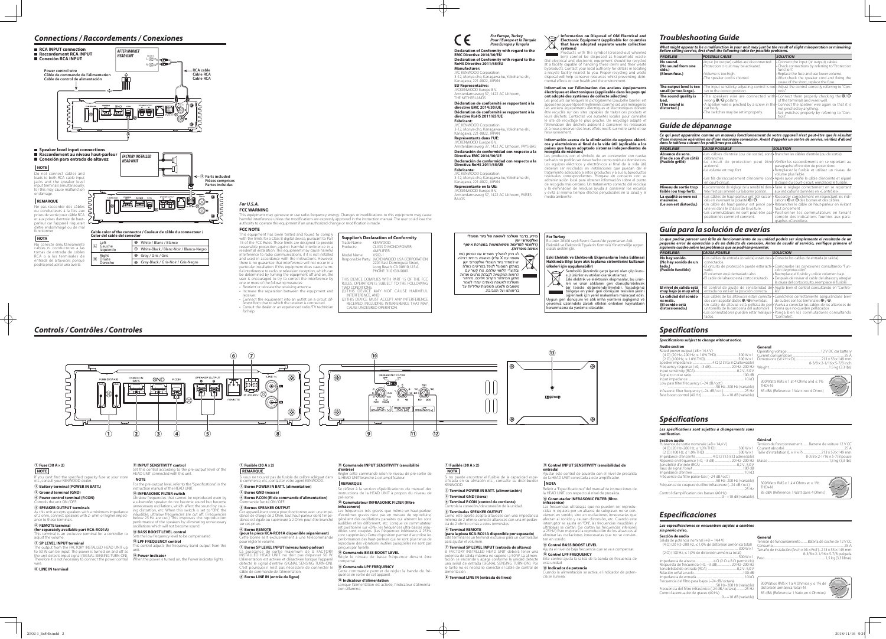# Connections / Raccordements / Conexiones

■ RCA INPUT connection
■ Raccordement RCA INPUT
■ Conexión RCA INPUT

AFTER MARKET HEAD UNIT

Power control wire
Câble de commande de l'alimentation
Cable de control de alimentación

RCA cable
Câble RCA
Cable RCA

■ Speaker level input connections
■ Raccordement au niveau haut-parleur
■ Conexión para entrada de altavoz

FACTORY INSTALLED HEAD UNIT

② Parts included
Pièces comprises
Partes incluidas

**NOTE**

Do not connect cables and leads to both RCA cable input jacks and the speaker level input terminals simultaneously, for this may cause malfunction or damage.

**REMARQUE**

Ne pas raccorder des câbles ou conducteurs à la fois aux prises de sortie pour câble RCA et aux prises d'entrée de haut-parleur car l'appareil risquerait d'être endommagé ou de mal fonctionner.

**NOTA**

No conecte simultáneamente cables ni conductores a las tomas de entrada de cables RCA o a los terminales de entrada de altavoces porque podría producirse una avería.

Cable color of the connector / Couleur de câble du connecteur / Color del cable del conector

| | | | |
|---|---|---|---|
| L | Left / Gauche / Izquierdo | ⊕ | White / Blanc / Blanco |
| | | ⊖ | White-Black / Blanc-Noir / Blanco-Negro |
| R | Right / Droite / Derecho | ⊕ | Gray / Gris / Gris |
| | | ⊖ | Gray-Black / Gris-Noir / Gris-Negro |

*For U.S.A.*

**FCC WARNING**

This equipment may generate or use radio frequency energy. Changes or modifications to this equipment may cause harmful interference unless the modifications are expressly approved in the instruction manual. The user could lose the authority to operate this equipment if an unauthorized change or modification is made.

**FCC NOTE**

This equipment has been tested and found to comply with the limits for a Class B digital device, pursuant to Part 15 of the FCC Rules. These limits are designed to provide reasonable protection against harmful interference in a residential installation. This equipment may cause harmful interference to radio communications, if it is not installed and used in accordance with the instructions. However, there is no guarantee that interference will not occur in a particular installation. If this equipment does cause harmful interference to radio or television reception, which can be determined by turning the equipment off and on, the user is encouraged to try to correct the interference by one or more of the following measures:
- Reorient or relocate the receiving antenna.
- Increase the separation between the equipment and receiver.
- Connect the equipment into an outlet on a circuit different from that to which the receiver is connected.
- Consult the dealer or an experienced radio/TV technician for help.

**Supplier's Declaration of Conformity**

Trade Name: KENWOOD
Products: CLASS D MONO POWER AMPLIFIER
Model Name: X502-1
Responsible Party: JVCKENWOOD USA CORPORATION 2201 East Dominguez Street, Long Beach, CA 90810, U.S.A. PHONE: 310 639-9000

THIS DEVICE COMPLIES WITH PART 15 OF THE FCC RULES. OPERATION IS SUBJECT TO THE FOLLOWING TWO CONDITIONS:
(1) THIS DEVICE MAY NOT CAUSE HARMFUL INTERFERENCE, AND
(2) THIS DEVICE MUST ACCEPT ANY INTERFERENCE RECEIVED, INCLUDING INTERFERENCE THAT MAY CAUSE UNDESIRED OPERATION.

*For Europe, Turkey*
*Pour l'Europe et la Turquie*
*Para Europa y Turquía*

**Declaration of Conformity with regard to the EMC Directive 2014/30/EU**
**Declaration of Conformity with regard to the RoHS Directive 2011/65/EU**
**Manufacturer:**
JVC KENWOOD Corporation
3-12, Moriya-cho, Kanagawa-ku, Yokohama-shi, Kanagawa, 221-0022, JAPAN
**EU Representative:**
JVCKENWOOD Europe B.V.
Amsterdamseweg 37, 1422 AC Uithoorn, THE NETHERLANDS

**Déclaration de conformité se rapportant à la directive EMC 2014/30/UE**
**Déclaration de conformité se rapportant à la directive RoHS 2011/65/UE**
**Fabricant:**
JVC KENWOOD Corporation
3-12, Moriya-cho, Kanagawa-ku, Yokohama-shi, Kanagawa, 221-0022, JAPON
**Représentants dans l'UE:**
JVCKENWOOD Europe B.V.
Amsterdamseweg 37, 1422 AC Uithoorn, PAYS-BAS

**Declaración de conformidad con respecto a la Directiva EMC 2014/30/UE**
**Declaración de conformidad con respecto a la Directiva RoHS 2011/65/UE**
**Fabricante:**
JVC KENWOOD Corporation
3-12, Moriya-cho, Kanagawa-ku, Yokohama-shi, Kanagawa, 221-0022, JAPÓN
**Representante en la UE:**
JVCKENWOOD Europe B.V.
Amsterdamseweg 37, 1422 AC Uithoorn, PAÍSES BAJOS

**Information on Disposal of Old Electrical and Electronic Equipment (applicable for countries that have adopted separate waste collection systems)**

Products with the symbol (crossed-out wheeled bin) cannot be disposed as household waste. Old electrical and electronic equipment should be recycled at a facility capable of handling these items and their waste byproducts. Contact your local authority for details in locating a recycle facility nearest to you. Proper recycling and waste disposal will help conserve resources whilst preventing detrimental effects on our health and the environment.

**Information sur l'élimination des anciens équipements électriques et électroniques (applicable dans les pays qui ont adopté des systèmes de collecte sélective)**

Les produits sur lesquels le pictogramme (poubelle barrée) est apposé ne peuvent pas être éliminés comme ordures ménagères. Les anciens équipements électriques et électroniques doivent être recyclés sur des sites capables de traiter ces produits et leurs déchets. Contactez vos autorités locales pour connaître le site de recyclage le plus proche. Un recyclage adapté et l'élimination des déchets aideront à conserver les ressources et à nous préserver des leurs effets nocifs sur notre santé et sur l'environnement.

**Información acerca de la eliminación de equipos eléctricos y electrónicos al final de la vida útil (aplicable a los países que hayan adoptado sistemas independientes de recogida de residuos)**

Los productos con el símbolo de un contenedor con ruedas tachado no podrán ser desechados como residuos domésticos. Los equipos eléctricos y electrónicos al final de la vida útil, deberán ser reciclados en instalaciones que puedan dar el tratamiento adecuado a estos productos y a sus subproductos residuales correspondientes. Póngase en contacto con su administración local para obtener información sobre el punto de recogida más cercano. Un tratamiento correcto del reciclaje y la eliminación de residuos ayuda a conservar los recursos y evita al mismo tiempo efectos perjudiciales en la salud y el medio ambiente.

**מידע בדבר השלכה לאשפה של ציוד חשמלי ואלקטרוני ישן (רלוונטי למדינות שמשתמשות במערכת איסוף אשפה מופרדת)**

לא ניתן להשליך מוצרים עם הסימון (פח אשפה עם X עליו) כאשפה ביתית רגילה. יש למחזר ציוד חשמלי ואלקטרוני ישן במתקן המסוגל לטפל בפריטים כאלה ובתוצרי שולים של אשפה שלהם. צור קשר עם הרשות המקומית לקבלת פרטים אודות מתקן המיחזור הקרוב אליך. מיחזור והשלכה לאשפה נאותים יעזרו לשמור משאבים ולמנוע השפעות שליליות על בריאותנו ועל הסביבה.

**For Turkey**

Bu ürün 28300 sayılı Resmi Gazete'de yayımlanan Atık Elektrikli ve Elektronik Eşyaların Kontrolu Yönetmeliğe uygun olarak üretilmiştir.

**Eski Elektrik ve Elektronik Ekipmanların İmha Edilmesi Hakkında Bilgi (ayrı atık toplama sistemlerini kullanan ülkeleri için uygulanabilir)**

Sembollü (üzerinde çarpı işareti olan çöp kutusu) ürünler ev atıkları olarak atılamaz.
Eski elektrik ve elektronik ekipmanlar, bu ürünleri ve ürün atıklarını geri dönüştürebilecek bir tesiste değerlendirilmelidir. Yaşadığınız bölgeye en yakın geri dönüşüm tesisinin yerini öğrenmek için yerel makamlara müracaat edin. Uygun geri dönüşüm ve atık imha yöntemi sağlığımız ve çevremiz üzerindeki zararlı etkileri önlerken kaynakların korunmasına da yardımcı olacaktır.

# Troubleshooting Guide

*What might appear to be a malfunction in your unit may just be the result of slight misoperation or miswiring. Before calling service, first check the following table for possible problems.*

| PROBLEM | POSSIBLE CAUSE | SOLUTION |
|---|---|---|
| No sound. (No sound from one side.) (Blown fuse.) | • Input (or output) cables are disconnected. • Protection circuit may be activated. • Volume is too high. • The speaker cord is shorted. | • Connect the input (or output) cables. • Check connections by referring to "Protection function". • Replace the fuse and use lower volume. • After check the speaker cord and fixing the cause of the short, replace the fuse. |
| The output level is too small (or too large). | • The input sensitivity adjusting control is not set to the correct position. | • Adjust the control correctly referring to "Controls". |
| The sound quality is bad. (The sound is distorted.) | • The speakers wires are connected with wrong ⊕/⊖ polarity. • A speaker wire is pinched by a screw in the car body. • The switches may be set improperly. | • Connect them properly checking the ⊕/⊖ of the terminals and wires well. • Connect the speaker wire again so that it is not pinched by anything. • Set switches properly by referring to "Controls". |

# Guide de dépannage

*Ce qui peut apparaître comme un mauvais fonctionnement de votre appareil n'est peut-être que le résultat d'une mauvaise opération ou d'une mauvaise connexion. Avant d'appeler un centre de service, vérifiez d'abord dans le tableau suivant les problèmes possibles.*

| PROBLÈME | CAUSE POSSIBLE | SOLUTION |
|---|---|---|
| Absence de sons. (Pas de son d'un côté) (Fusible grillé) | • Les câbles d'entrée (ou de sortie) sont débranchés. • Le circuit de protection peut être actionné. • Le volume est trop élevé. • Les fils de raccordement d'enceinte sont en court-circuit. | • Brancher les câbles d'entrée (ou de sortie). • Vérifier les raccordements en se reportant au paragraphe «Fonction de protection». • Remplacez le fusible et utilisez un niveau de volume plus faible. • Après avoir vérifié le câble d'enceinte et réparé la cause du court-circuit, remplacez le fusible. |
| Niveau de sortie trop faible (ou trop fort). | • La commande de réglage de la sensibilité d'entrée n'est pas amenée sur la bonne position. | • Faire le réglage correctement en se reportant aux indications données en «Contrôles». |
| La qualité sonore est mauvaise. (Le son est distordu.) | • Les câbles de haut-parleurs ont été raccordés en inversant la polarité ⊕/⊖. • Un câble de haut-parleur est pincé par une vis dans le châssis de la voiture. • Les commutateurs ne sont peut-être pas positionnés comme il convient. | • Raccorder correctement en respectant les indications ⊕ et ⊖ des bornes et des câbles. • Rebrancher le câble de haut-parleur en évitant tout pincement. • Positionner les commutateurs en tenant compte des indications fournies aux paragraphes «Contrôles». |

# Guía para la solución de averías

*Lo que podría parecer una falla de funcionamiento de su unidad podría ser simplemente el resultado de un pequeño error de operación o de un defecto de conexión. Antes de acudir al servicio, verifique primero el siguiente cuadro sobre los problemas que se podrían presentar.*

| PROBLEMA | CAUSA POSIBLE | SOLUCIÓN |
|---|---|---|
| No hay sonido. (No hay sonido de un lado.) (Fusible fundido) | • Los cables de entrada (o salida) están desconectados. • El circuito de protección puede estar activado. • El volumen está demasiado alto. • El cable del altavoz está cortocircuitado. | • Conecte los cables de entrada (o salida). • Compruebe las conexiones consultando "Función de protección". • Reemplace el fusible y utilice volumen bajo. • Después de revisar el cable del altavoz y arreglar la causa del cortocircuito, reemplace el fusible. |
| El nivel de salida está muy bajo (o muy alto) | • El control de ajuste de sensibilidad de entrada no está en la posición correcta. | • Ajuste bien el control consultando en "Controles". |
| La calidad del sonido es mala. (El sonido está distorsionado.) | • Los cables de los altavoces están conectados con las polaridades ⊕/⊖ invertidas. • Un cable de altavoz está pellizcado por un tornillo de la carrocería del automóvil. • Los conmutadores pueden estar mal ajustados. | • Conéctelos correctamente asegurándose bien de cuales son los terminales ⊕ y ⊖. • Vuelva a conectar los cables de los altavoces de forma que no queden pellizcados. • Ponga bien los conmutadores consultando "Controles". |

# Specifications

*Specifications subject to change without notice.*

**Audio section**

Rated power output (+B = 14.4 V)
(4 Ω) (20 Hz–200 Hz, ≤ 1.0% THD) ..................... 300 W × 1
(2 Ω) (100 Hz, ≤ 1.0% THD) ................................. 500 W × 1
Speaker impedance ......................... 4 Ω (2 Ω to 8 Ω allowable)
Frequency response (+0, –3 dB) ..................... 20 Hz–200 Hz
Input Sensitivity (RCA) ......................................... 0.2 V–5.0 V
Signal to noise ratio ....................................................... 100 dB
Input impedance ............................................................. 10 kΩ
Low pass filter frequency (–24 dB/oct.) ......... 50 Hz–200 Hz (variable)
Infrasonic filter frequency (–24 dB/oct.) ................................ 25 Hz
Bass boost control (40 Hz) .......................... 0 – +18 dB (variable)

**General**

Operating voltage ................................... 12 V DC car battery
Current consumption ....................................................... 25 A
Dimensions (W × H × D) .......................... 213 × 53 × 149 mm
................................................ 8-3/8 × 2-1/16 × 5-7/8 inch
Weight .............................................................. 1.5 kg (3.3 lbs)

300 Watts RMS × 1 at 4 Ohms and ≤ 1% THD+N
85 dBA (Reference: 1 Watt into 4 Ohms)

# Spécifications

*Les spécifications sont sujettes à changements sans notification.*

**Section audio**

Puissance de sortie nominale (+B = 14,4 V)
(4 Ω) (20 Hz–200 Hz, ≤ 1,0% THD) ..................... 300 W × 1
(2 Ω) (100 Hz, ≤ 1,0% THD) ................................. 500 W × 1
Impédance d'enceinte .................... 4 Ω (2 Ω à 8 Ω admissible)
Réponse en fréquence (+0, –3 dB) ................... 20 Hz–200 Hz
Sensibilité d'entrée (RCA) .................................... 0,2 V–5,0 V
Taux de signal / bruit ..................................................... 100 dB
Impédance d'entrée ........................................................ 10 kΩ
Fréquence du filtre passe-bas (–24 dB/oct.) .......... 50 Hz–200 Hz (variable)
Fréquence de coupure du filtre infrasonore (–24 dB/oct.) ........ 25 Hz
Contrôl d'amplification des basses (40 Hz) ......... 0 – +18 dB (variable)

**Général**

Tension de fonctionnement ......... Batterie de voiture 12 V CC
Courant absorbé ................................................................. 25 A
Taille d'installation (L × H × P) ................ 213 × 53 × 149 mm
................................................ 8-3/8 × 2-1/16 × 5-7/8 pouce
Masse .............................................................. 1,5 kg (3,3 lbs)

300 Watts RMS × 1 à 4 Ohms et ≤ 1% THD+N
85 dBA (Référence: 1 Watt dans 4 Ohms)

# Especificaciones

*Las especificaciones se encuentran sujetas a cambios sin previo aviso.*

**Sección de audio**

Salida de potencia nominal (+B = 14,4 V)
(4 Ω) (20 Hz–200 Hz, ≤ 1,0% de distorsión armónica total) ........ 300 W × 1
(2 Ω) (100 Hz, ≤ 1,0% de distorsión armónica total) ........ 500 W × 1
Impedancia del altavoz ............................ 4 Ω (2 Ω a 8 Ω permitido)
Respuesta de frecuencia (+0, –3 dB) ........................ 20 Hz–200 Hz
Sensibilidad de entrada (RCA) ......................................... 0,2 V–5,0 V
Relación señal a ruido ............................................................ 100 dB
Impedancia de entrada ............................................................. 10 kΩ
Frecuencia del filtro pasa bajos (–24 dB/octava) ........ 50 Hz–200 Hz (variable)
Frecuencia del filtro infrasónico (–24 dB/octava) .................... 25 Hz
Control acentuador de graves (40 Hz) ........................ 0 – +18 dB (variable)

**General**

Tensión de funcionamiento ......... Batería de coche de 12 V CC
Consumo de corriente ........................................................ 25 A
Tamaño de instalación (Ancho × Alto × Prof.) .. 213 × 53 × 149 mm
................................................ 8-3/8 × 2-1/16 × 5-7/8 pulgada
Peso .............................................................. 1,5 kg (3,3 lbs)

300 Watts RMS × 1 a 4 Ohmios y ≤ 1% de distorsión armónica total+N
85 dBA (Referencia: 1 Vatio en 4 Ohmios)

# Controls / Contrôles / Controles

① **Fuse (30 A × 2)**

**NOTE**

If you can't find the specified capacity fuse at your store etc., consult your KENWOOD dealer.

② **Battery terminal (POWER IN BATT.)**
③ **Ground terminal (GND)**
④ **Power control terminal (P.CON)**
Controls the unit ON / OFF.

⑤ **SPEAKER OUTPUT terminals**
As this unit accepts speakers with a minimum impedance of 2 ohm, connect speakers with 2- ohm or higher impedance to these terminals.

⑥ **REMOTE terminal (for separately available part KCA-RC01A)**
This terminal is an exclusive terminal for a controller to adjust the volume.

⑦ **SP LEVEL INPUT terminal**
The output from the FACTORY INSTALLED HEAD UNIT up to 50 W can be input. The power is turned on and off as the unit detects input signal (SIGNAL SENSING TURN-ON). Therefore it is not necessary to connect the power control wire.

⑧ **LINE IN terminal**

⑨ **INPUT SENSITIVITY control**
Set this control according to the pre-output level of the HEAD UNIT connected with this unit.

**NOTE**
For the pre-output level, refer to the "Specifications" in the instruction manual of the HEAD UNIT.

⑩ **INFRASONIC FILTER switch**
Ultralow frequencies that cannot be reproduced even by a subwoofer speaker do not become sound but become unnecessary oscillations, which affect the sound by causing distortion, etc. When this switch is set to "ON", the inaudible, ultralow frequencies are cut off. (Frequencies below 25 Hz are cut.) This improves the reproduction performance of the speakers by eliminating unnecessary oscillations which will not become sound.

⑪ **BASS BOOST LEVEL control**
Sets the low frequency level to be compensated.

⑫ **LPF FREQUENCY control**
This control adjusts the frequency band output from this unit.

⑬ **Power indicator**
When the power is turned on, the Power indicator lights.

① **Fusible (30 A × 2)**

**REMARQUE**

Si vous ne trouvez pas de fusible de calibre adéquat dans le commerce, etc., contacter votre agent KENWOOD.

② **Borne POWER IN BATT. (alimentation)**
③ **Borne GND (masse)**
④ **Borne P.CON (fil de commande d'alimentation)**
Commande l'unité ON / OFF.

⑤ **Bornes SPEAKER OUTPUT**
Cet appareil étant conçu pour fonctionner avec une impédance de charge de 2 Ohm, tout haut-parleur dont l'impédance est égale ou supérieure à 2 Ohm peut être branché sur ces prises.

⑥ **Borne REMOTE (pour la pièce KCA-RC01A disponible séparément)**
Cette borne sert exclusivement à une télécommande pour régler le volume.

⑦ **Borne SP LEVEL INPUT (niveau haut-parleur)**
La puissance de sortie maximum de la FACTORY INSTALLED HEAD UNIT ne doit pas dépasser 50 W. L'alimentation est activée et désactivée lorsque l'appareil détecte le signal d'entrée (SIGNAL SENSING TURN-ON). C'est pourquoi il n'est pas nécessaire de connecter le câble de commande de l'alimentation.

⑧ **Borne LINE IN (entrée de ligne)**

⑨ **Commande INPUT SENSITIVITY (sensibilité d'entrée)**
Régler cette commande selon le niveau de pré-sortie de la HEAD UNIT branché à cet amplificateur.

**REMARQUE**
Se référer à la section «Spécifications» du manuel des instructions de la HEAD UNIT à propos du niveau de pré-sortie.

⑩ **Commutateur INFRASONIC FILTER (filtre infrasonore)**
Les fréquences très graves que même un haut-parleur d'extrêmes graves n'est pas en mesure de reproduire, génèrent des oscillations parasites qui atteint les sons audibles et les déforment, etc. Lorsque ce commutateur est positionné sur «ON», les fréquences ultra-basses inaudibles sont coupées. (Les fréquences inférieures à 25 Hz sont supprimées.) Cette disposition permet d'accroître les performances des haut-parleurs qui ne sont plus tenus de reproduire des vibrations inutiles puisqu'elles ne sont pas perçues par l'oreille.

⑪ **Commande BASS BOOST LEVEL**
Règle le niveau de basse fréquence devant être compensé.

⑫ **Commande LPF FREQUENCY**
Cette commande permet de régler la bande de fréquences en sortie de cet appareil.

⑬ **Indicateur d'alimentation**
Lorsque l'alimentation est activée, l'indicateur d'alimentation s'illumine.

① **Fusible (30 A × 2)**

**NOTA**

Si no puede encontrar el fusible de la capacidad especificada en su almacén etc., consulte su distribuidor KENWOOD.

② **Terminal POWER IN BATT. (alimentación)**
③ **Terminal GND (tierra)**
④ **Terminal P.CON (control de corriente)**
Controla la conexión / desconexión de la unidad.

⑤ **Terminales SPEAKER OUTPUT**
Como este aparato acepta altavoces con una impedancia mínima de 2 ohmio, conecte altavoces con una impedancia de 2 ohmio o más a estos terminales.

⑥ **Terminal REMOTE (para la pieza KCA-RC01A disponible por separado)**
Este terminal es un terminal exclusivo para un controlador para ajustar el volumen.

⑦ **Terminal SP LEVEL INPUT (entrada de altavoz)**
El FACTORY INSTALLED HEAD UNIT deberá tener una potencia de salida máxima no superior a 50 W. La alimentación se enciende y apaga conforme la unidad detecte una señal de entrada (SIGNAL SENSING TURN-ON). Por lo tanto no es necesario conectar el cable de control de alimentación.

⑧ **Terminal LINE IN (entrada de línea)**

⑨ **Control INPUT SENSITIVITY (sensibilidad de entrada)**
Ajustar este control de acuerdo con el nivel de presalida de la HEAD UNIT conectada a este amplificador.

**NOTA**
Referir a "Especificaciones" del manual de instrucciones de la HEAD UNIT con respecto al nivel de presalida.

⑩ **Conmutador INFRASONIC FILTER (filtro infrasónico)**
Las frecuencias ultrabajas que no pueden ser reproducidas ni siquiera por un altavoz de subgraves no se convierten en sonido, sino en oscilaciones innecesarias que afectan al sonido y causan distorsión, etc. Cuando este interruptor se ajusta en "ON", las frecuencias inaudibles y ultrabajas se cortan. (Se cortan las frecuencias inferiores a 25 Hz.) Esto mejorará la reproducción de los altavoces al eliminar las oscilaciones innecesarias que no se convierten en sonido.

⑪ **Control BASS BOOST LEVEL**
Ajusta el nivel de baja frecuencia que se va a compensar.

⑫ **Control LPF FREQUENCY**
Este control ajusta la salida de la banda de frecuencia de esta unidad.

⑬ **Indicador de potencia**
Cuando la alimentación se activa, el indicador de potencia se ilumina.